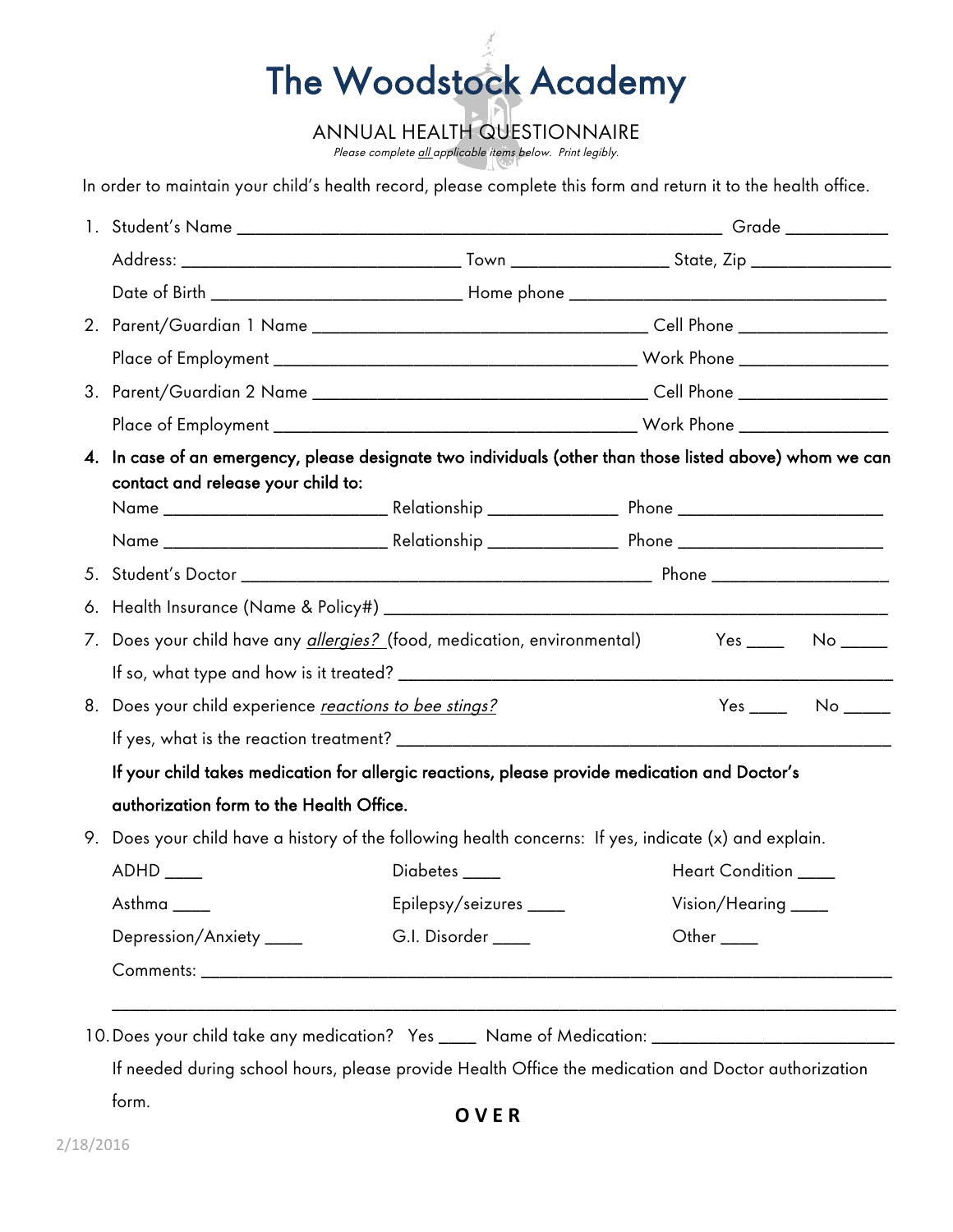# The Woodstock Academy

## ANNUAL HEALTH QUESTIONNAIRE

*Please complete all applicable items below. Print legibly.*

In order to maintain your child's health record, please complete this form and return it to the health office.

1. Student's Name ______________________________________________ Grade __________

   Address: ___________________________ Town _______________ State, Zip ______________

   Date of Birth _________________________ Home phone ________________________________

2. Parent/Guardian 1 Name ________________________________ Cell Phone _______________

   Place of Employment __________________________________ Work Phone _______________

3. Parent/Guardian 2 Name ________________________________ Cell Phone _______________

   Place of Employment __________________________________ Work Phone _______________

4. **In case of an emergency, please designate two individuals (other than those listed above) whom we can contact and release your child to:**

   Name _____________________ Relationship ____________ Phone ___________________

   Name _____________________ Relationship ____________ Phone ___________________

5. Student's Doctor __________________________________________ Phone __________________

6. Health Insurance (Name & Policy#) ______________________________________________________

7. Does your child have any *allergies?* (food, medication, environmental) Yes ____ No _____

   If so, what type and how is it treated? ______________________________________________

8. Does your child experience *reactions to bee stings?* Yes ____ No _____

   If yes, what is the reaction treatment? ______________________________________________

   **If your child takes medication for allergic reactions, please provide medication and Doctor's authorization form to the Health Office.**

9. Does your child have a history of the following health concerns: If yes, indicate (x) and explain.

   ADHD ____ Diabetes ____ Heart Condition ____

   Asthma ____ Epilepsy/seizures ____ Vision/Hearing ____

   Depression/Anxiety ____ G.I. Disorder ____ Other ____

   Comments: ______________________________________________________________________

   ________________________________________________________________________________

10. Does your child take any medication? Yes ____ Name of Medication: _________________________

    If needed during school hours, please provide Health Office the medication and Doctor authorization form.

**OVER**

2/18/2016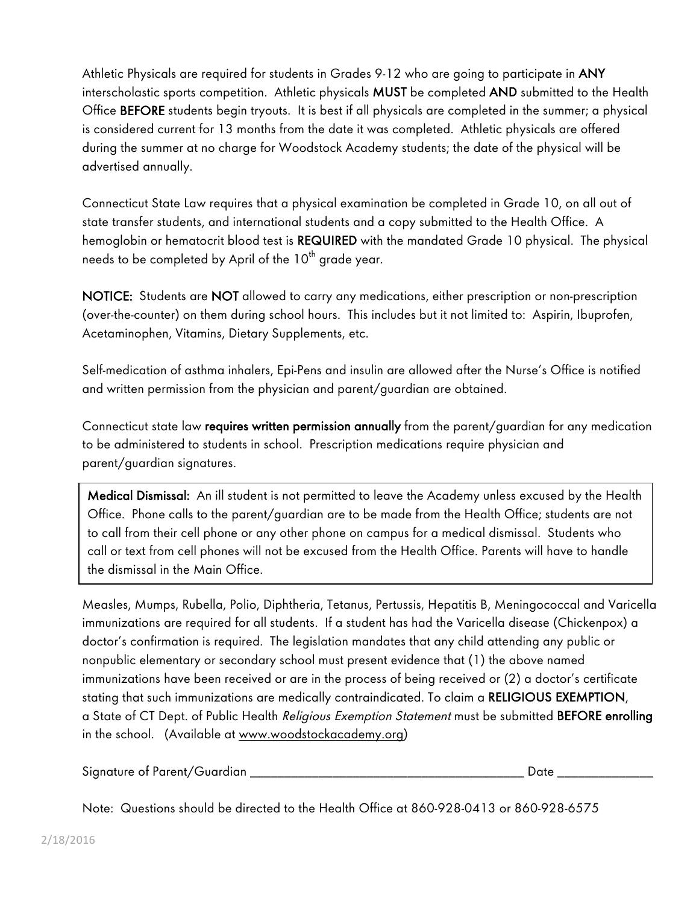Athletic Physicals are required for students in Grades 9-12 who are going to participate in **ANY** interscholastic sports competition. Athletic physicals **MUST** be completed **AND** submitted to the Health Office **BEFORE** students begin tryouts. It is best if all physicals are completed in the summer; a physical is considered current for 13 months from the date it was completed. Athletic physicals are offered during the summer at no charge for Woodstock Academy students; the date of the physical will be advertised annually.

Connecticut State Law requires that a physical examination be completed in Grade 10, on all out of state transfer students, and international students and a copy submitted to the Health Office. A hemoglobin or hematocrit blood test is **REQUIRED** with the mandated Grade 10 physical. The physical needs to be completed by April of the 10th grade year.

**NOTICE:** Students are **NOT** allowed to carry any medications, either prescription or non-prescription (over-the-counter) on them during school hours. This includes but it not limited to: Aspirin, Ibuprofen, Acetaminophen, Vitamins, Dietary Supplements, etc.

Self-medication of asthma inhalers, Epi-Pens and insulin are allowed after the Nurse's Office is notified and written permission from the physician and parent/guardian are obtained.

Connecticut state law **requires written permission annually** from the parent/guardian for any medication to be administered to students in school. Prescription medications require physician and parent/guardian signatures.

**Medical Dismissal:** An ill student is not permitted to leave the Academy unless excused by the Health Office. Phone calls to the parent/guardian are to be made from the Health Office; students are not to call from their cell phone or any other phone on campus for a medical dismissal. Students who call or text from cell phones will not be excused from the Health Office. Parents will have to handle the dismissal in the Main Office.

Measles, Mumps, Rubella, Polio, Diphtheria, Tetanus, Pertussis, Hepatitis B, Meningococcal and Varicella immunizations are required for all students. If a student has had the Varicella disease (Chickenpox) a doctor's confirmation is required. The legislation mandates that any child attending any public or nonpublic elementary or secondary school must present evidence that (1) the above named immunizations have been received or are in the process of being received or (2) a doctor's certificate stating that such immunizations are medically contraindicated. To claim a **RELIGIOUS EXEMPTION**, a State of CT Dept. of Public Health *Religious Exemption Statement* must be submitted **BEFORE enrolling** in the school. (Available at www.woodstockacademy.org)

Signature of Parent/Guardian ___________________________________________ Date ______________

Note: Questions should be directed to the Health Office at 860-928-0413 or 860-928-6575

2/18/2016